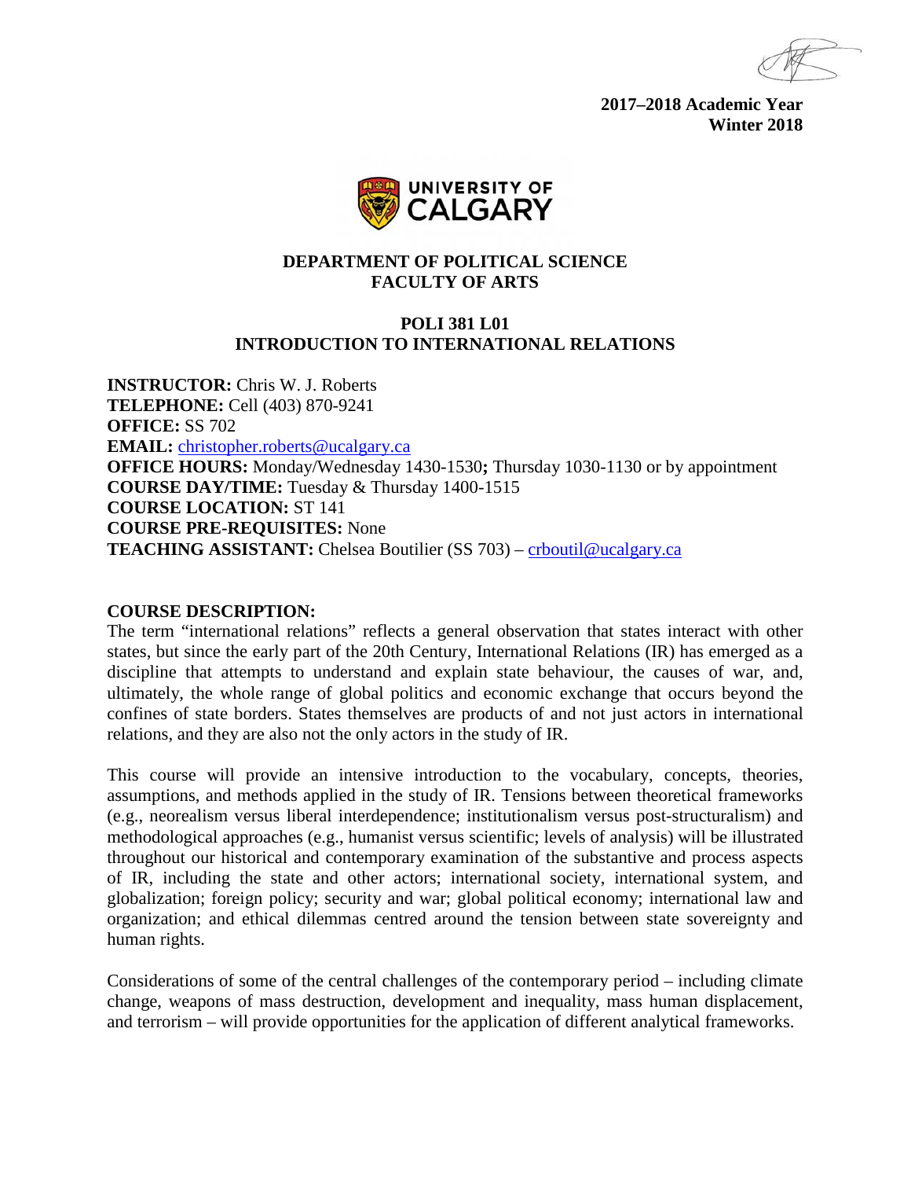**2017–2018 Academic Year**
**Winter 2018**

## DEPARTMENT OF POLITICAL SCIENCE
## FACULTY OF ARTS

# POLI 381 L01
# INTRODUCTION TO INTERNATIONAL RELATIONS

**INSTRUCTOR:** Chris W. J. Roberts
**TELEPHONE:** Cell (403) 870-9241
**OFFICE:** SS 702
**EMAIL:** christopher.roberts@ucalgary.ca
**OFFICE HOURS:** Monday/Wednesday 1430-1530**;** Thursday 1030-1130 or by appointment
**COURSE DAY/TIME:** Tuesday & Thursday 1400-1515
**COURSE LOCATION:** ST 141
**COURSE PRE-REQUISITES:** None
**TEACHING ASSISTANT:** Chelsea Boutilier (SS 703) – crboutil@ucalgary.ca

**COURSE DESCRIPTION:**

The term "international relations" reflects a general observation that states interact with other states, but since the early part of the 20th Century, International Relations (IR) has emerged as a discipline that attempts to understand and explain state behaviour, the causes of war, and, ultimately, the whole range of global politics and economic exchange that occurs beyond the confines of state borders. States themselves are products of and not just actors in international relations, and they are also not the only actors in the study of IR.

This course will provide an intensive introduction to the vocabulary, concepts, theories, assumptions, and methods applied in the study of IR. Tensions between theoretical frameworks (e.g., neorealism versus liberal interdependence; institutionalism versus post-structuralism) and methodological approaches (e.g., humanist versus scientific; levels of analysis) will be illustrated throughout our historical and contemporary examination of the substantive and process aspects of IR, including the state and other actors; international society, international system, and globalization; foreign policy; security and war; global political economy; international law and organization; and ethical dilemmas centred around the tension between state sovereignty and human rights.

Considerations of some of the central challenges of the contemporary period – including climate change, weapons of mass destruction, development and inequality, mass human displacement, and terrorism – will provide opportunities for the application of different analytical frameworks.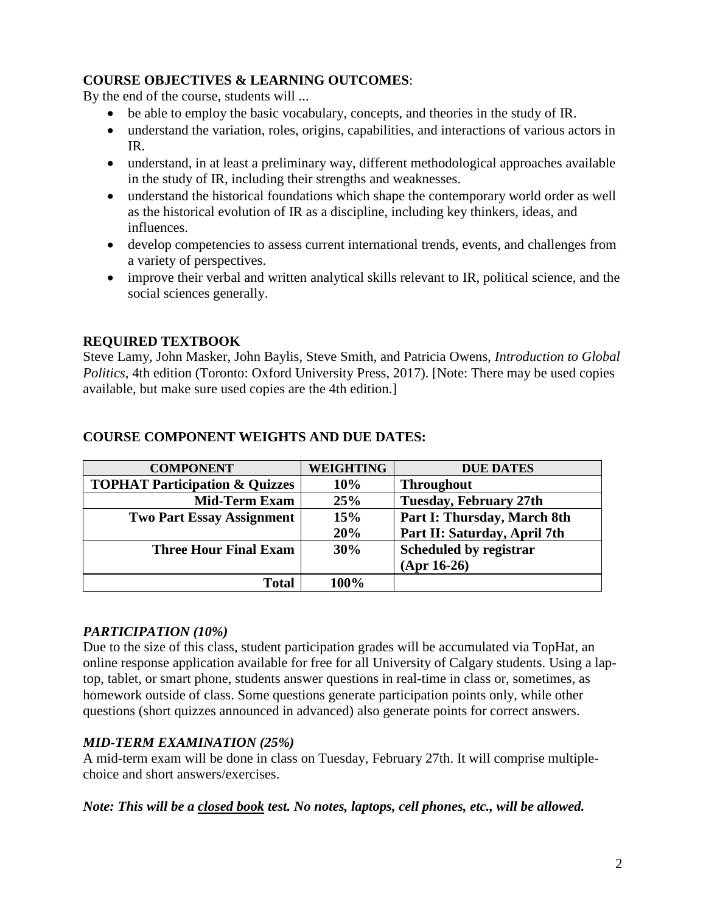**COURSE OBJECTIVES & LEARNING OUTCOMES**:

By the end of the course, students will ...

- be able to employ the basic vocabulary, concepts, and theories in the study of IR.
- understand the variation, roles, origins, capabilities, and interactions of various actors in IR.
- understand, in at least a preliminary way, different methodological approaches available in the study of IR, including their strengths and weaknesses.
- understand the historical foundations which shape the contemporary world order as well as the historical evolution of IR as a discipline, including key thinkers, ideas, and influences.
- develop competencies to assess current international trends, events, and challenges from a variety of perspectives.
- improve their verbal and written analytical skills relevant to IR, political science, and the social sciences generally.

**REQUIRED TEXTBOOK**

Steve Lamy, John Masker, John Baylis, Steve Smith, and Patricia Owens, *Introduction to Global Politics*, 4th edition (Toronto: Oxford University Press, 2017). [Note: There may be used copies available, but make sure used copies are the 4th edition.]

**COURSE COMPONENT WEIGHTS AND DUE DATES:**

| COMPONENT | WEIGHTING | DUE DATES |
| --- | --- | --- |
| **TOPHAT Participation & Quizzes** | **10%** | **Throughout** |
| **Mid-Term Exam** | **25%** | **Tuesday, February 27th** |
| **Two Part Essay Assignment** | **15%**<br>**20%** | **Part I: Thursday, March 8th**<br>**Part II: Saturday, April 7th** |
| **Three Hour Final Exam** | **30%** | **Scheduled by registrar (Apr 16-26)** |
| **Total** | **100%** | |

***PARTICIPATION (10%)***

Due to the size of this class, student participation grades will be accumulated via TopHat, an online response application available for free for all University of Calgary students. Using a lap-top, tablet, or smart phone, students answer questions in real-time in class or, sometimes, as homework outside of class. Some questions generate participation points only, while other questions (short quizzes announced in advanced) also generate points for correct answers.

***MID-TERM EXAMINATION (25%)***

A mid-term exam will be done in class on Tuesday, February 27th. It will comprise multiple-choice and short answers/exercises.

***Note: This will be a <u>closed book</u> test. No notes, laptops, cell phones, etc., will be allowed.***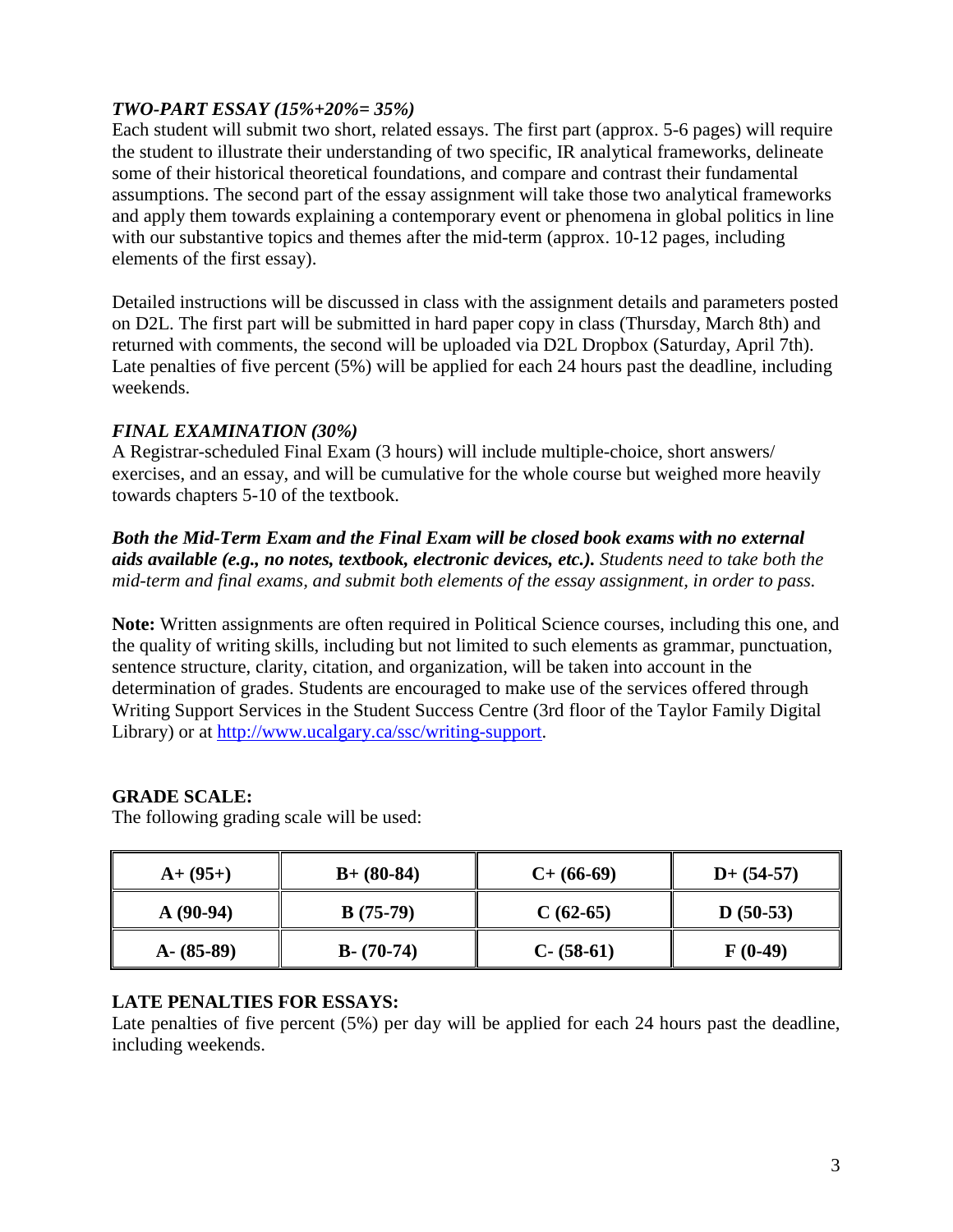*TWO-PART ESSAY (15%+20%= 35%)*

Each student will submit two short, related essays. The first part (approx. 5-6 pages) will require the student to illustrate their understanding of two specific, IR analytical frameworks, delineate some of their historical theoretical foundations, and compare and contrast their fundamental assumptions. The second part of the essay assignment will take those two analytical frameworks and apply them towards explaining a contemporary event or phenomena in global politics in line with our substantive topics and themes after the mid-term (approx. 10-12 pages, including elements of the first essay).

Detailed instructions will be discussed in class with the assignment details and parameters posted on D2L. The first part will be submitted in hard paper copy in class (Thursday, March 8th) and returned with comments, the second will be uploaded via D2L Dropbox (Saturday, April 7th). Late penalties of five percent (5%) will be applied for each 24 hours past the deadline, including weekends.

*FINAL EXAMINATION (30%)*

A Registrar-scheduled Final Exam (3 hours) will include multiple-choice, short answers/ exercises, and an essay, and will be cumulative for the whole course but weighed more heavily towards chapters 5-10 of the textbook.

***Both the Mid-Term Exam and the Final Exam will be closed book exams with no external aids available (e.g., no notes, textbook, electronic devices, etc.).*** *Students need to take both the mid-term and final exams, and submit both elements of the essay assignment, in order to pass.*

**Note:** Written assignments are often required in Political Science courses, including this one, and the quality of writing skills, including but not limited to such elements as grammar, punctuation, sentence structure, clarity, citation, and organization, will be taken into account in the determination of grades. Students are encouraged to make use of the services offered through Writing Support Services in the Student Success Centre (3rd floor of the Taylor Family Digital Library) or at [http://www.ucalgary.ca/ssc/writing-support](http://www.ucalgary.ca/ssc/writing-support).

**GRADE SCALE:**

The following grading scale will be used:

| | | | |
|---|---|---|---|
| **A+ (95+)** | **B+ (80-84)** | **C+ (66-69)** | **D+ (54-57)** |
| **A (90-94)** | **B (75-79)** | **C (62-65)** | **D (50-53)** |
| **A- (85-89)** | **B- (70-74)** | **C- (58-61)** | **F (0-49)** |

**LATE PENALTIES FOR ESSAYS:**

Late penalties of five percent (5%) per day will be applied for each 24 hours past the deadline, including weekends.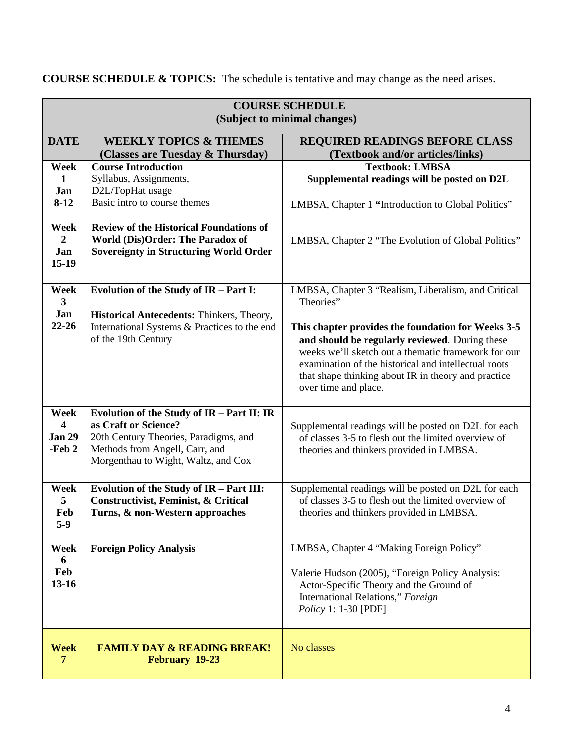**COURSE SCHEDULE & TOPICS:** The schedule is tentative and may change as the need arises.

| COURSE SCHEDULE (Subject to minimal changes) | | |
|---|---|---|
| **DATE** | **WEEKLY TOPICS & THEMES (Classes are Tuesday & Thursday)** | **REQUIRED READINGS BEFORE CLASS (Textbook and/or articles/links)** |
| **Week 1 Jan 8-12** | **Course Introduction** Syllabus, Assignments, D2L/TopHat usage Basic intro to course themes | **Textbook: LMBSA** **Supplemental readings will be posted on D2L** LMBSA, Chapter 1 **"**Introduction to Global Politics" |
| **Week 2 Jan 15-19** | **Review of the Historical Foundations of World (Dis)Order: The Paradox of Sovereignty in Structuring World Order** | LMBSA, Chapter 2 "The Evolution of Global Politics" |
| **Week 3 Jan 22-26** | **Evolution of the Study of IR – Part I:** **Historical Antecedents:** Thinkers, Theory, International Systems & Practices to the end of the 19th Century | LMBSA, Chapter 3 "Realism, Liberalism, and Critical Theories" **This chapter provides the foundation for Weeks 3-5 and should be regularly reviewed**. During these weeks we'll sketch out a thematic framework for our examination of the historical and intellectual roots that shape thinking about IR in theory and practice over time and place. |
| **Week 4 Jan 29 -Feb 2** | **Evolution of the Study of IR – Part II: IR as Craft or Science?** 20th Century Theories, Paradigms, and Methods from Angell, Carr, and Morgenthau to Wight, Waltz, and Cox | Supplemental readings will be posted on D2L for each of classes 3-5 to flesh out the limited overview of theories and thinkers provided in LMBSA. |
| **Week 5 Feb 5-9** | **Evolution of the Study of IR – Part III: Constructivist, Feminist, & Critical Turns, & non-Western approaches** | Supplemental readings will be posted on D2L for each of classes 3-5 to flesh out the limited overview of theories and thinkers provided in LMBSA. |
| **Week 6 Feb 13-16** | **Foreign Policy Analysis** | LMBSA, Chapter 4 "Making Foreign Policy" Valerie Hudson (2005), "Foreign Policy Analysis: Actor-Specific Theory and the Ground of International Relations," *Foreign Policy* 1: 1-30 [PDF] |
| **Week 7** | **FAMILY DAY & READING BREAK! February 19-23** | No classes |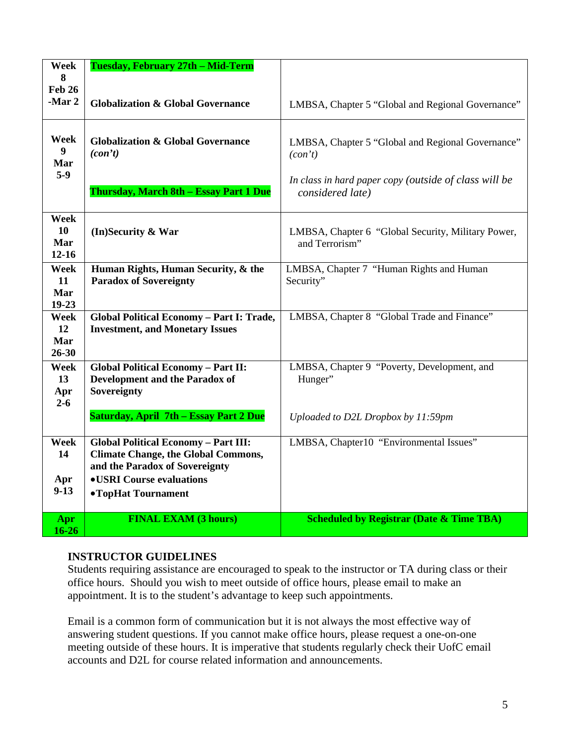| Week | Topic | Reading / Notes |
|---|---|---|
| **Week 8 Feb 26 -Mar 2** | **Tuesday, February 27th – Mid-Term**<br><br>**Globalization & Global Governance** | LMBSA, Chapter 5 "Global and Regional Governance" |
| **Week 9 Mar 5-9** | **Globalization & Global Governance *(con't)***<br><br>**Thursday, March 8th – Essay Part 1 Due** | LMBSA, Chapter 5 "Global and Regional Governance" *(con't)*<br><br>*In class in hard paper copy (outside of class will be considered late)* |
| **Week 10 Mar 12-16** | **(In)Security & War** | LMBSA, Chapter 6 "Global Security, Military Power, and Terrorism" |
| **Week 11 Mar 19-23** | **Human Rights, Human Security, & the Paradox of Sovereignty** | LMBSA, Chapter 7 "Human Rights and Human Security" |
| **Week 12 Mar 26-30** | **Global Political Economy – Part I: Trade, Investment, and Monetary Issues** | LMBSA, Chapter 8 "Global Trade and Finance" |
| **Week 13 Apr 2-6** | **Global Political Economy – Part II: Development and the Paradox of Sovereignty**<br><br>**Saturday, April 7th – Essay Part 2 Due** | LMBSA, Chapter 9 "Poverty, Development, and Hunger"<br><br>*Uploaded to D2L Dropbox by 11:59pm* |
| **Week 14 Apr 9-13** | **Global Political Economy – Part III: Climate Change, the Global Commons, and the Paradox of Sovereignty**<br>**•USRI Course evaluations**<br>**•TopHat Tournament** | LMBSA, Chapter10 "Environmental Issues" |
| **Apr 16-26** | **FINAL EXAM (3 hours)** | **Scheduled by Registrar (Date & Time TBA)** |

## INSTRUCTOR GUIDELINES

Students requiring assistance are encouraged to speak to the instructor or TA during class or their office hours. Should you wish to meet outside of office hours, please email to make an appointment. It is to the student's advantage to keep such appointments.

Email is a common form of communication but it is not always the most effective way of answering student questions. If you cannot make office hours, please request a one-on-one meeting outside of these hours. It is imperative that students regularly check their UofC email accounts and D2L for course related information and announcements.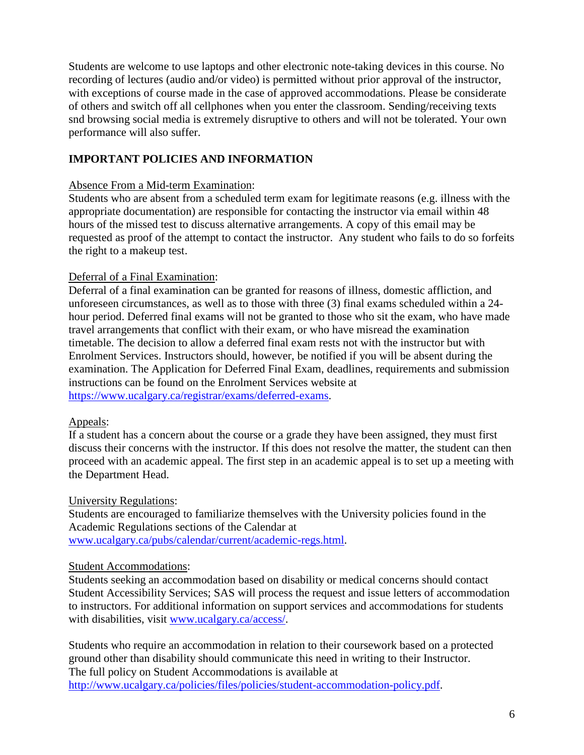Students are welcome to use laptops and other electronic note-taking devices in this course. No recording of lectures (audio and/or video) is permitted without prior approval of the instructor, with exceptions of course made in the case of approved accommodations. Please be considerate of others and switch off all cellphones when you enter the classroom. Sending/receiving texts snd browsing social media is extremely disruptive to others and will not be tolerated. Your own performance will also suffer.

## IMPORTANT POLICIES AND INFORMATION

Absence From a Mid-term Examination:
Students who are absent from a scheduled term exam for legitimate reasons (e.g. illness with the appropriate documentation) are responsible for contacting the instructor via email within 48 hours of the missed test to discuss alternative arrangements. A copy of this email may be requested as proof of the attempt to contact the instructor. Any student who fails to do so forfeits the right to a makeup test.

Deferral of a Final Examination:
Deferral of a final examination can be granted for reasons of illness, domestic affliction, and unforeseen circumstances, as well as to those with three (3) final exams scheduled within a 24-hour period. Deferred final exams will not be granted to those who sit the exam, who have made travel arrangements that conflict with their exam, or who have misread the examination timetable. The decision to allow a deferred final exam rests not with the instructor but with Enrolment Services. Instructors should, however, be notified if you will be absent during the examination. The Application for Deferred Final Exam, deadlines, requirements and submission instructions can be found on the Enrolment Services website at https://www.ucalgary.ca/registrar/exams/deferred-exams.

Appeals:
If a student has a concern about the course or a grade they have been assigned, they must first discuss their concerns with the instructor. If this does not resolve the matter, the student can then proceed with an academic appeal. The first step in an academic appeal is to set up a meeting with the Department Head.

University Regulations:
Students are encouraged to familiarize themselves with the University policies found in the Academic Regulations sections of the Calendar at www.ucalgary.ca/pubs/calendar/current/academic-regs.html.

Student Accommodations:
Students seeking an accommodation based on disability or medical concerns should contact Student Accessibility Services; SAS will process the request and issue letters of accommodation to instructors. For additional information on support services and accommodations for students with disabilities, visit www.ucalgary.ca/access/.

Students who require an accommodation in relation to their coursework based on a protected ground other than disability should communicate this need in writing to their Instructor. The full policy on Student Accommodations is available at http://www.ucalgary.ca/policies/files/policies/student-accommodation-policy.pdf.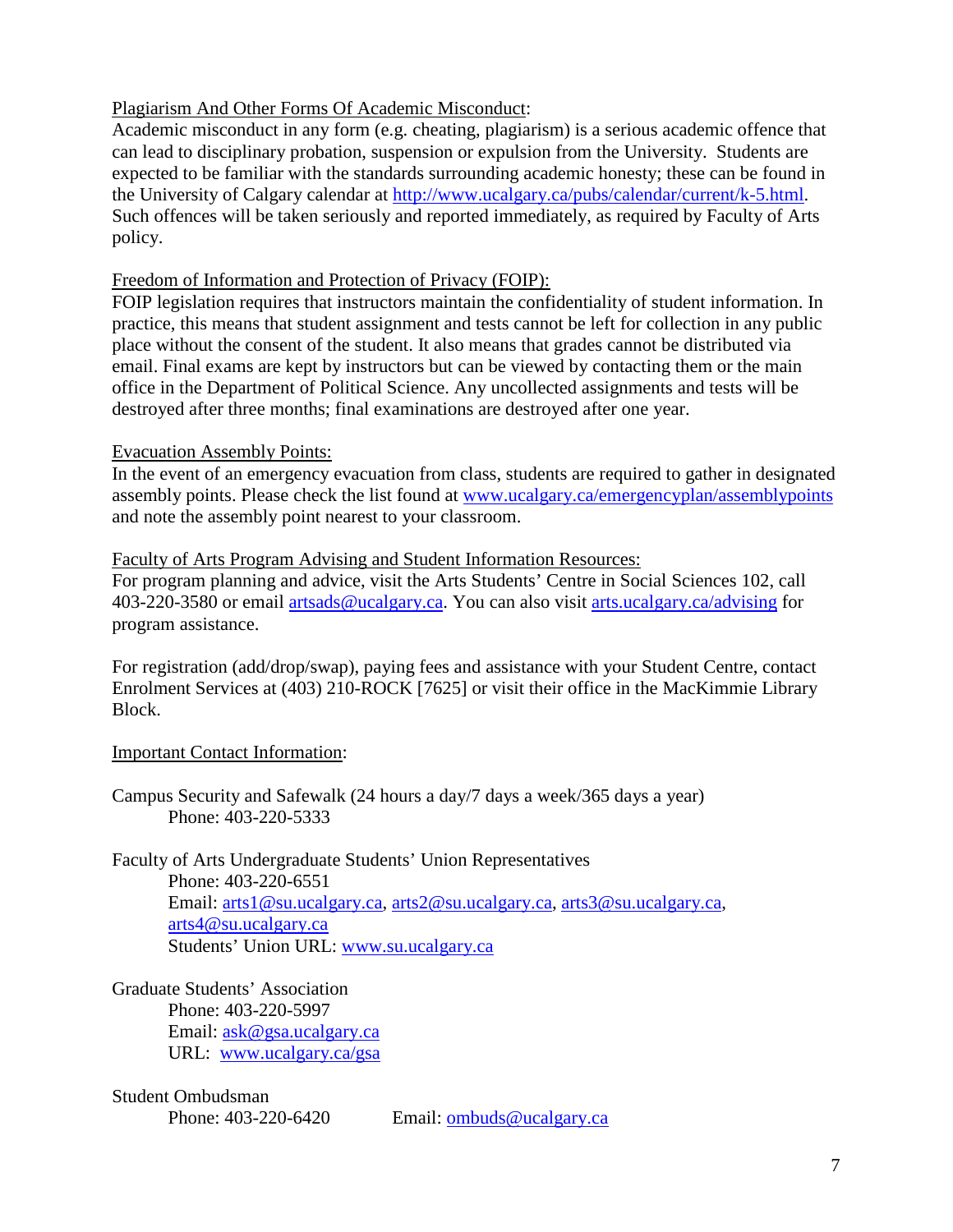Plagiarism And Other Forms Of Academic Misconduct:

Academic misconduct in any form (e.g. cheating, plagiarism) is a serious academic offence that can lead to disciplinary probation, suspension or expulsion from the University. Students are expected to be familiar with the standards surrounding academic honesty; these can be found in the University of Calgary calendar at [http://www.ucalgary.ca/pubs/calendar/current/k-5.html](http://www.ucalgary.ca/pubs/calendar/current/k-5.html). Such offences will be taken seriously and reported immediately, as required by Faculty of Arts policy.

Freedom of Information and Protection of Privacy (FOIP):

FOIP legislation requires that instructors maintain the confidentiality of student information. In practice, this means that student assignment and tests cannot be left for collection in any public place without the consent of the student. It also means that grades cannot be distributed via email. Final exams are kept by instructors but can be viewed by contacting them or the main office in the Department of Political Science. Any uncollected assignments and tests will be destroyed after three months; final examinations are destroyed after one year.

Evacuation Assembly Points:

In the event of an emergency evacuation from class, students are required to gather in designated assembly points. Please check the list found at [www.ucalgary.ca/emergencyplan/assemblypoints](http://www.ucalgary.ca/emergencyplan/assemblypoints) and note the assembly point nearest to your classroom.

Faculty of Arts Program Advising and Student Information Resources:

For program planning and advice, visit the Arts Students' Centre in Social Sciences 102, call 403-220-3580 or email [artsads@ucalgary.ca](mailto:artsads@ucalgary.ca). You can also visit [arts.ucalgary.ca/advising](http://arts.ucalgary.ca/advising) for program assistance.

For registration (add/drop/swap), paying fees and assistance with your Student Centre, contact Enrolment Services at (403) 210-ROCK [7625] or visit their office in the MacKimmie Library Block.

Important Contact Information:

Campus Security and Safewalk (24 hours a day/7 days a week/365 days a year)
  Phone: 403-220-5333

Faculty of Arts Undergraduate Students' Union Representatives
  Phone: 403-220-6551
  Email: [arts1@su.ucalgary.ca](mailto:arts1@su.ucalgary.ca), [arts2@su.ucalgary.ca](mailto:arts2@su.ucalgary.ca), [arts3@su.ucalgary.ca](mailto:arts3@su.ucalgary.ca), [arts4@su.ucalgary.ca](mailto:arts4@su.ucalgary.ca)
  Students' Union URL: [www.su.ucalgary.ca](http://www.su.ucalgary.ca)

Graduate Students' Association
  Phone: 403-220-5997
  Email: [ask@gsa.ucalgary.ca](mailto:ask@gsa.ucalgary.ca)
  URL: [www.ucalgary.ca/gsa](http://www.ucalgary.ca/gsa)

Student Ombudsman
  Phone: 403-220-6420    Email: [ombuds@ucalgary.ca](mailto:ombuds@ucalgary.ca)